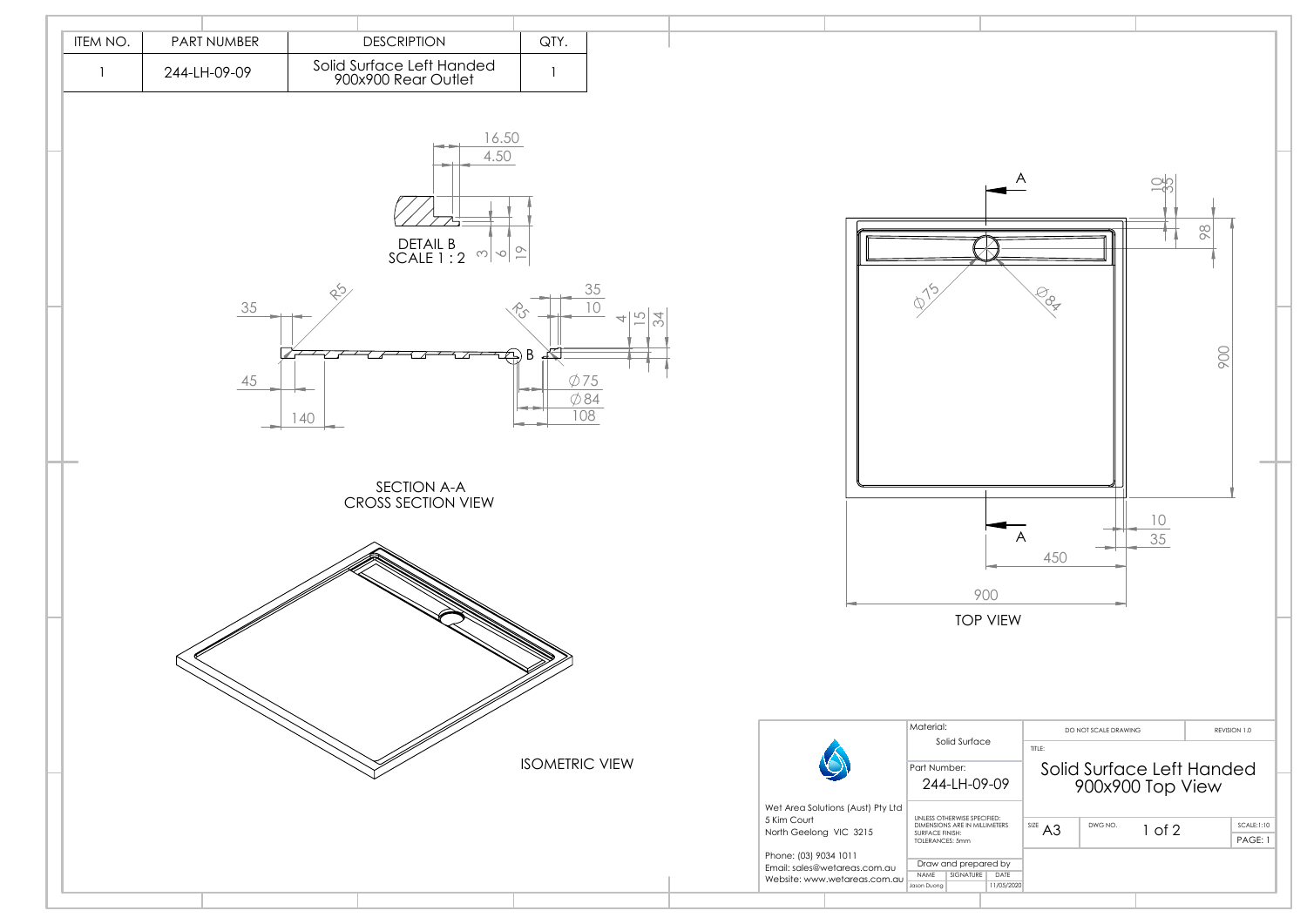| ITEM NO. | PART NUMBER | DESCRIPTION | QTY. |
| --- | --- | --- | --- |
| 1 | 244-LH-09-09 | Solid Surface Left Handed 900x900 Rear Outlet | 1 |

DETAIL B
SCALE 1 : 2

16.50
4.50
3
6
19

SECTION A-A
CROSS SECTION VIEW

35
R5
45
140
R5
35
10
B
4
15
34
Ø75
Ø84
108

ISOMETRIC VIEW

TOP VIEW

A
A
Ø75
Ø84
10
35
98
900
10
35
450
900

| | Material: Solid Surface | DO NOT SCALE DRAWING | REVISION 1.0 |
| --- | --- | --- | --- |
| Wet Area Solutions (Aust) Pty Ltd<br>5 Kim Court<br>North Geelong VIC 3215<br>Phone: (03) 9034 1011<br>Email: sales@wetareas.com.au<br>Website: www.wetareas.com.au | Part Number: 244-LH-09-09 | TITLE: Solid Surface Left Handed 900x900 Top View | |
| | UNLESS OTHERWISE SPECIFIED: DIMENSIONS ARE IN MILLIMETERS SURFACE FINISH: TOLERANCES: 5mm | SIZE A3 / DWG NO. 1 of 2 | SCALE:1:10 / PAGE: 1 |
| | Draw and prepared by — NAME: Jason Duong / SIGNATURE / DATE: 11/05/2020 | | |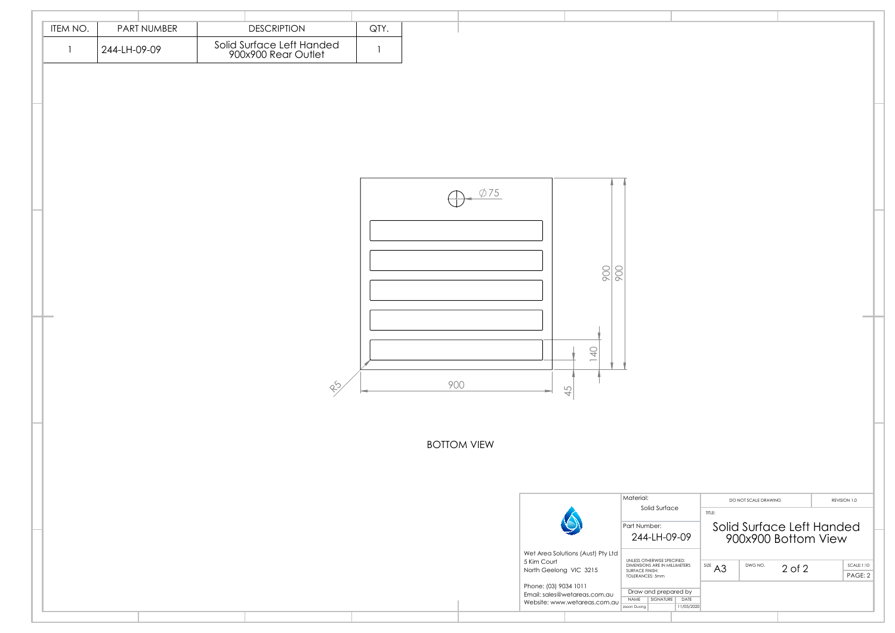| ITEM NO. | PART NUMBER | DESCRIPTION | QTY. |
| --- | --- | --- | --- |
| 1 | 244-LH-09-09 | Solid Surface Left Handed 900x900 Rear Outlet | 1 |

∅75

900

900

140

R5

900

45

BOTTOM VIEW

| | | | |
| --- | --- | --- | --- |
| Wet Area Solutions (Aust) Pty Ltd<br>5 Kim Court<br>North Geelong VIC 3215<br><br>Phone: (03) 9034 1011<br>Email: sales@wetareas.com.au<br>Website: www.wetareas.com.au | Material: Solid Surface | DO NOT SCALE DRAWING | REVISION 1.0 |
| | Part Number: 244-LH-09-09 | TITLE: Solid Surface Left Handed 900x900 Bottom View | |
| | UNLESS OTHERWISE SPECIFIED: DIMENSIONS ARE IN MILLIMETERS SURFACE FINISH: TOLERANCES: 5mm | SIZE A3 / DWG NO. 2 of 2 | SCALE:1:10 / PAGE: 2 |
| | Draw and prepared by — NAME: Jason Duong / SIGNATURE: / DATE: 11/05/2020 | | |